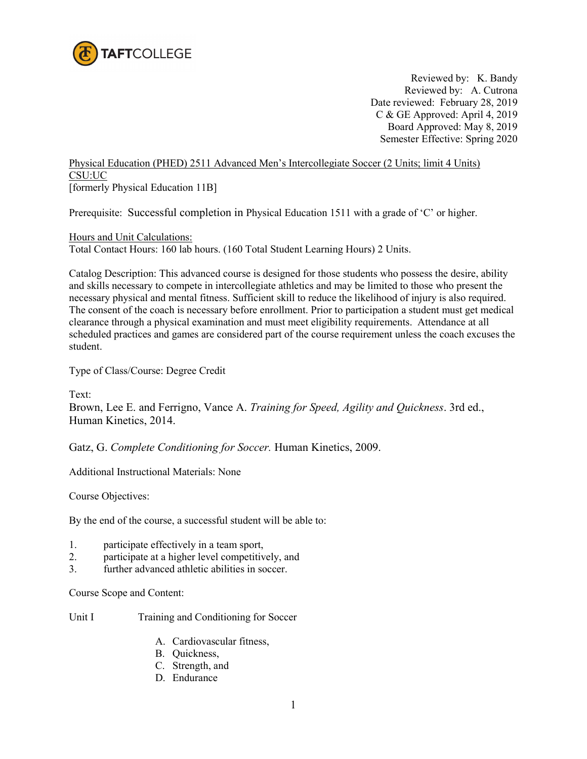TAFTCOLLEGE

Reviewed by: K. Bandy
Reviewed by: A. Cutrona
Date reviewed: February 28, 2019
C & GE Approved: April 4, 2019
Board Approved: May 8, 2019
Semester Effective: Spring 2020

Physical Education (PHED) 2511 Advanced Men's Intercollegiate Soccer (2 Units; limit 4 Units)
CSU:UC
[formerly Physical Education 11B]

Prerequisite: Successful completion in Physical Education 1511 with a grade of 'C' or higher.

Hours and Unit Calculations:
Total Contact Hours: 160 lab hours. (160 Total Student Learning Hours) 2 Units.

Catalog Description: This advanced course is designed for those students who possess the desire, ability and skills necessary to compete in intercollegiate athletics and may be limited to those who present the necessary physical and mental fitness. Sufficient skill to reduce the likelihood of injury is also required. The consent of the coach is necessary before enrollment. Prior to participation a student must get medical clearance through a physical examination and must meet eligibility requirements. Attendance at all scheduled practices and games are considered part of the course requirement unless the coach excuses the student.

Type of Class/Course: Degree Credit

Text:
Brown, Lee E. and Ferrigno, Vance A. *Training for Speed, Agility and Quickness*. 3rd ed., Human Kinetics, 2014.

Gatz, G. *Complete Conditioning for Soccer.* Human Kinetics, 2009.

Additional Instructional Materials: None

Course Objectives:

By the end of the course, a successful student will be able to:

1. participate effectively in a team sport,
2. participate at a higher level competitively, and
3. further advanced athletic abilities in soccer.

Course Scope and Content:

Unit I Training and Conditioning for Soccer

A. Cardiovascular fitness,
B. Quickness,
C. Strength, and
D. Endurance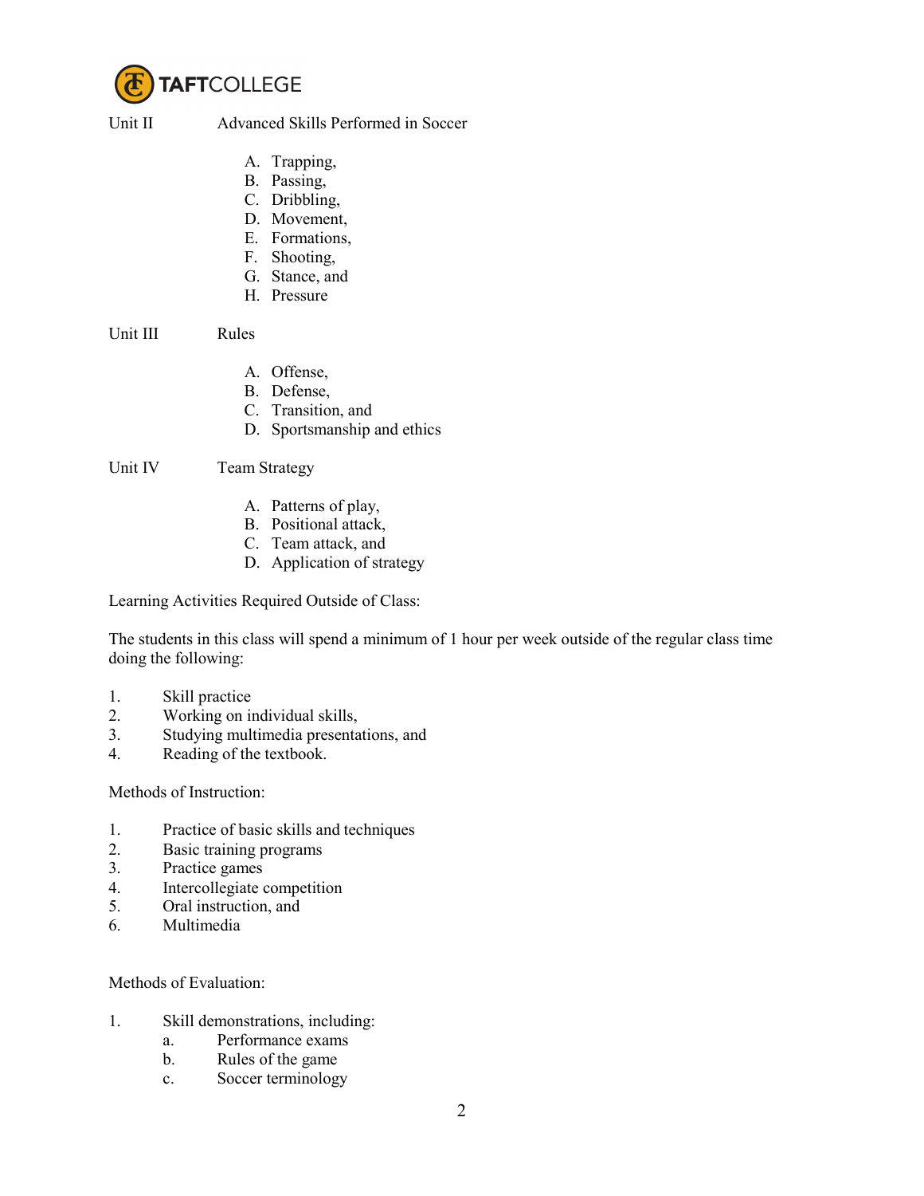Unit II Advanced Skills Performed in Soccer

A. Trapping,
B. Passing,
C. Dribbling,
D. Movement,
E. Formations,
F. Shooting,
G. Stance, and
H. Pressure

Unit III Rules

A. Offense,
B. Defense,
C. Transition, and
D. Sportsmanship and ethics

Unit IV Team Strategy

A. Patterns of play,
B. Positional attack,
C. Team attack, and
D. Application of strategy

Learning Activities Required Outside of Class:

The students in this class will spend a minimum of 1 hour per week outside of the regular class time doing the following:

1. Skill practice
2. Working on individual skills,
3. Studying multimedia presentations, and
4. Reading of the textbook.

Methods of Instruction:

1. Practice of basic skills and techniques
2. Basic training programs
3. Practice games
4. Intercollegiate competition
5. Oral instruction, and
6. Multimedia

Methods of Evaluation:

1. Skill demonstrations, including:
   a. Performance exams
   b. Rules of the game
   c. Soccer terminology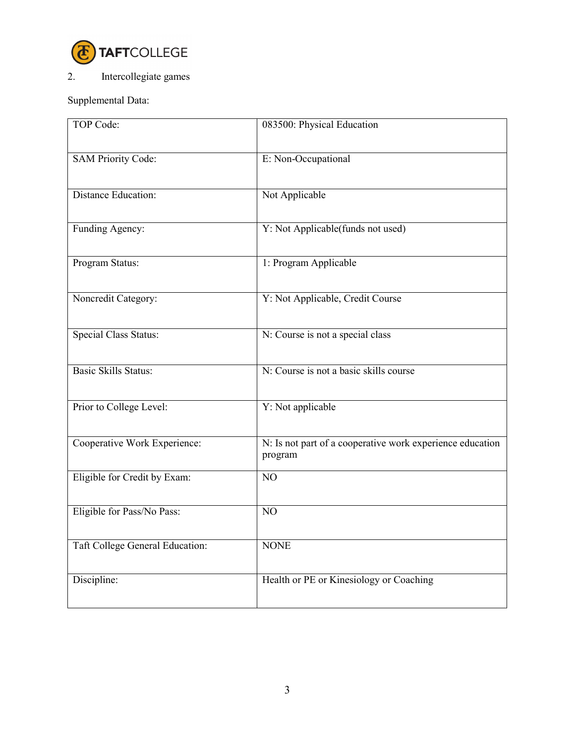2. Intercollegiate games

Supplemental Data:

| | |
|---|---|
| TOP Code: | 083500: Physical Education |
| SAM Priority Code: | E: Non-Occupational |
| Distance Education: | Not Applicable |
| Funding Agency: | Y: Not Applicable(funds not used) |
| Program Status: | 1: Program Applicable |
| Noncredit Category: | Y: Not Applicable, Credit Course |
| Special Class Status: | N: Course is not a special class |
| Basic Skills Status: | N: Course is not a basic skills course |
| Prior to College Level: | Y: Not applicable |
| Cooperative Work Experience: | N: Is not part of a cooperative work experience education program |
| Eligible for Credit by Exam: | NO |
| Eligible for Pass/No Pass: | NO |
| Taft College General Education: | NONE |
| Discipline: | Health or PE or Kinesiology or Coaching |